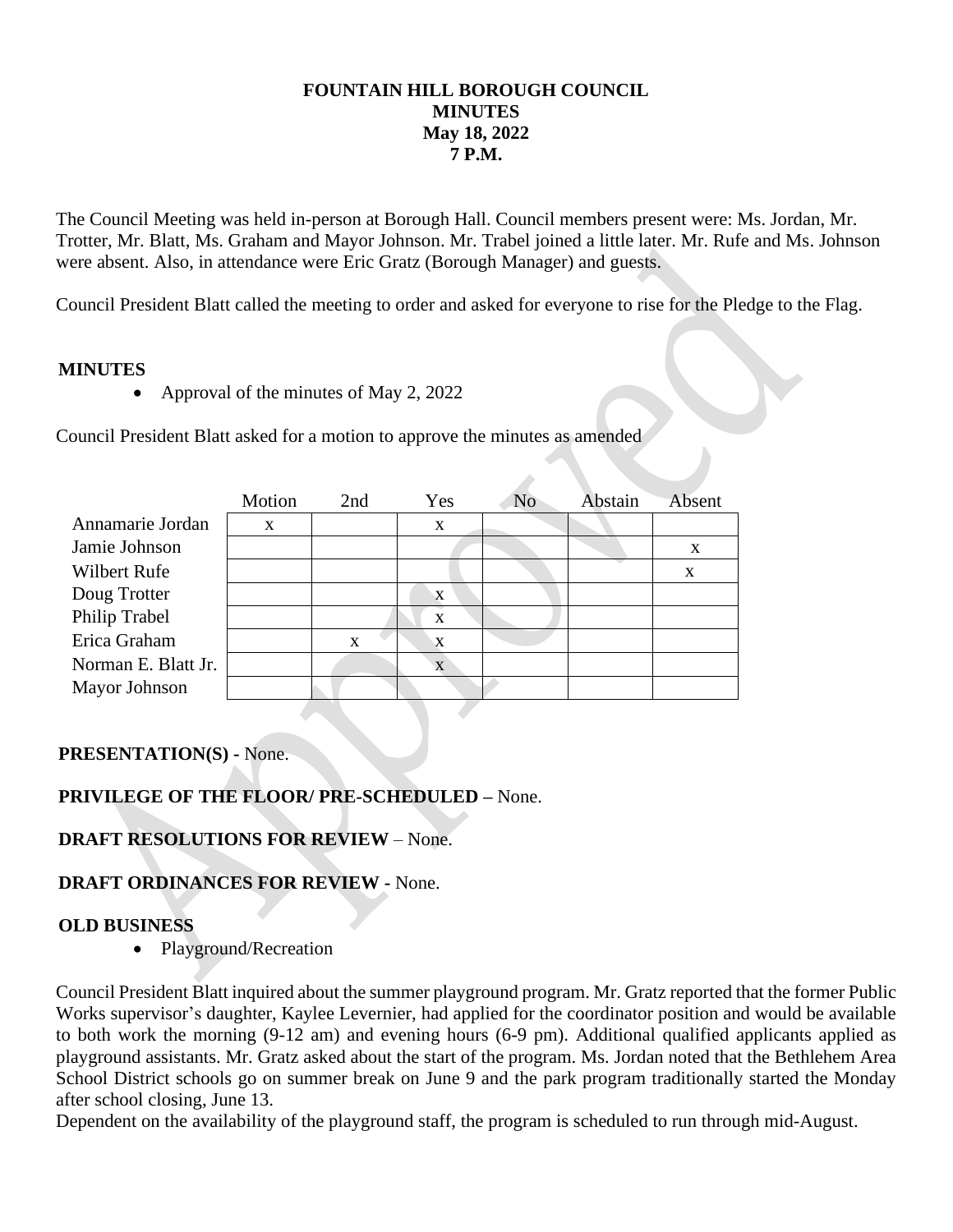**FOUNTAIN HILL BOROUGH COUNCIL**
**MINUTES**
**May 18, 2022**
**7 P.M.**

The Council Meeting was held in-person at Borough Hall. Council members present were: Ms. Jordan, Mr. Trotter, Mr. Blatt, Ms. Graham and Mayor Johnson. Mr. Trabel joined a little later. Mr. Rufe and Ms. Johnson were absent. Also, in attendance were Eric Gratz (Borough Manager) and guests.

Council President Blatt called the meeting to order and asked for everyone to rise for the Pledge to the Flag.

## MINUTES

- Approval of the minutes of May 2, 2022

Council President Blatt asked for a motion to approve the minutes as amended

| | Motion | 2nd | Yes | No | Abstain | Absent |
|---|---|---|---|---|---|---|
| Annamarie Jordan | x | | x | | | |
| Jamie Johnson | | | | | | x |
| Wilbert Rufe | | | | | | x |
| Doug Trotter | | | x | | | |
| Philip Trabel | | | x | | | |
| Erica Graham | | x | x | | | |
| Norman E. Blatt Jr. | | | x | | | |
| Mayor Johnson | | | | | | |

**PRESENTATION(S) -** None.

**PRIVILEGE OF THE FLOOR/ PRE-SCHEDULED –** None.

**DRAFT RESOLUTIONS FOR REVIEW** – None.

**DRAFT ORDINANCES FOR REVIEW -** None.

## OLD BUSINESS

- Playground/Recreation

Council President Blatt inquired about the summer playground program. Mr. Gratz reported that the former Public Works supervisor's daughter, Kaylee Levernier, had applied for the coordinator position and would be available to both work the morning (9-12 am) and evening hours (6-9 pm). Additional qualified applicants applied as playground assistants. Mr. Gratz asked about the start of the program. Ms. Jordan noted that the Bethlehem Area School District schools go on summer break on June 9 and the park program traditionally started the Monday after school closing, June 13.

Dependent on the availability of the playground staff, the program is scheduled to run through mid-August.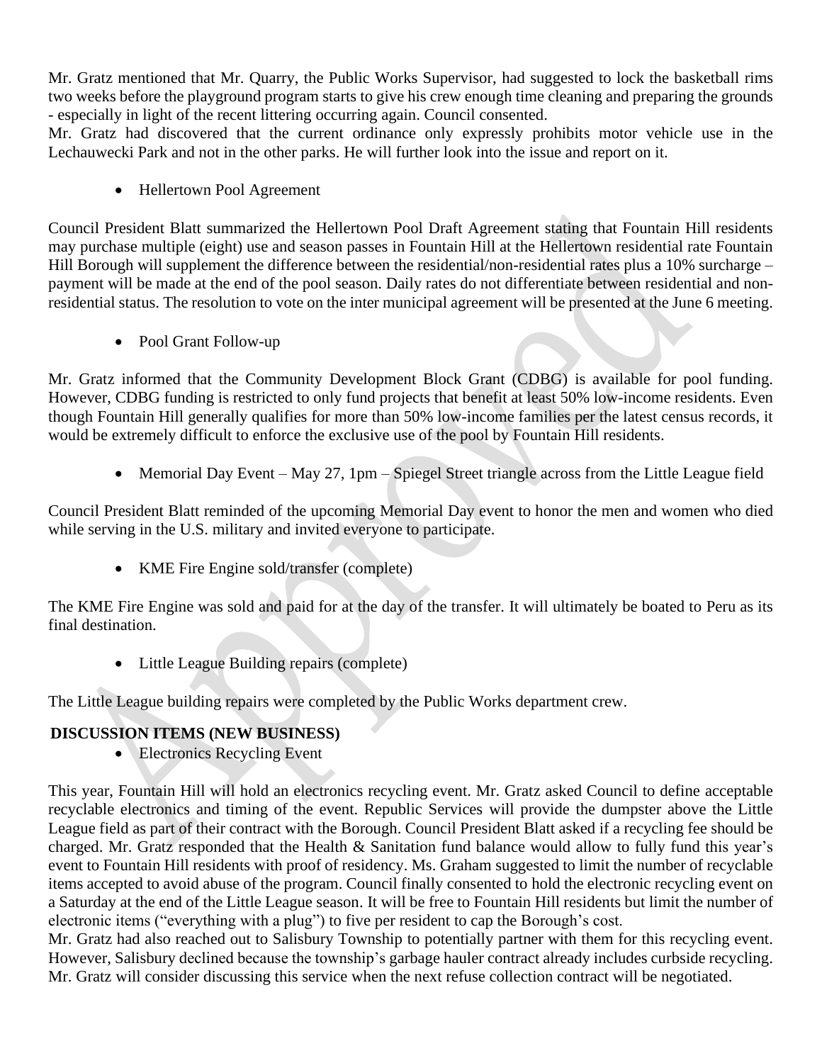Mr. Gratz mentioned that Mr. Quarry, the Public Works Supervisor, had suggested to lock the basketball rims two weeks before the playground program starts to give his crew enough time cleaning and preparing the grounds - especially in light of the recent littering occurring again. Council consented.

Mr. Gratz had discovered that the current ordinance only expressly prohibits motor vehicle use in the Lechauwecki Park and not in the other parks. He will further look into the issue and report on it.

- Hellertown Pool Agreement

Council President Blatt summarized the Hellertown Pool Draft Agreement stating that Fountain Hill residents may purchase multiple (eight) use and season passes in Fountain Hill at the Hellertown residential rate Fountain Hill Borough will supplement the difference between the residential/non-residential rates plus a 10% surcharge – payment will be made at the end of the pool season. Daily rates do not differentiate between residential and non-residential status. The resolution to vote on the inter municipal agreement will be presented at the June 6 meeting.

- Pool Grant Follow-up

Mr. Gratz informed that the Community Development Block Grant (CDBG) is available for pool funding. However, CDBG funding is restricted to only fund projects that benefit at least 50% low-income residents. Even though Fountain Hill generally qualifies for more than 50% low-income families per the latest census records, it would be extremely difficult to enforce the exclusive use of the pool by Fountain Hill residents.

- Memorial Day Event – May 27, 1pm – Spiegel Street triangle across from the Little League field

Council President Blatt reminded of the upcoming Memorial Day event to honor the men and women who died while serving in the U.S. military and invited everyone to participate.

- KME Fire Engine sold/transfer (complete)

The KME Fire Engine was sold and paid for at the day of the transfer. It will ultimately be boated to Peru as its final destination.

- Little League Building repairs (complete)

The Little League building repairs were completed by the Public Works department crew.

**DISCUSSION ITEMS (NEW BUSINESS)**

- Electronics Recycling Event

This year, Fountain Hill will hold an electronics recycling event. Mr. Gratz asked Council to define acceptable recyclable electronics and timing of the event. Republic Services will provide the dumpster above the Little League field as part of their contract with the Borough. Council President Blatt asked if a recycling fee should be charged. Mr. Gratz responded that the Health & Sanitation fund balance would allow to fully fund this year's event to Fountain Hill residents with proof of residency. Ms. Graham suggested to limit the number of recyclable items accepted to avoid abuse of the program. Council finally consented to hold the electronic recycling event on a Saturday at the end of the Little League season. It will be free to Fountain Hill residents but limit the number of electronic items ("everything with a plug") to five per resident to cap the Borough's cost.

Mr. Gratz had also reached out to Salisbury Township to potentially partner with them for this recycling event. However, Salisbury declined because the township's garbage hauler contract already includes curbside recycling. Mr. Gratz will consider discussing this service when the next refuse collection contract will be negotiated.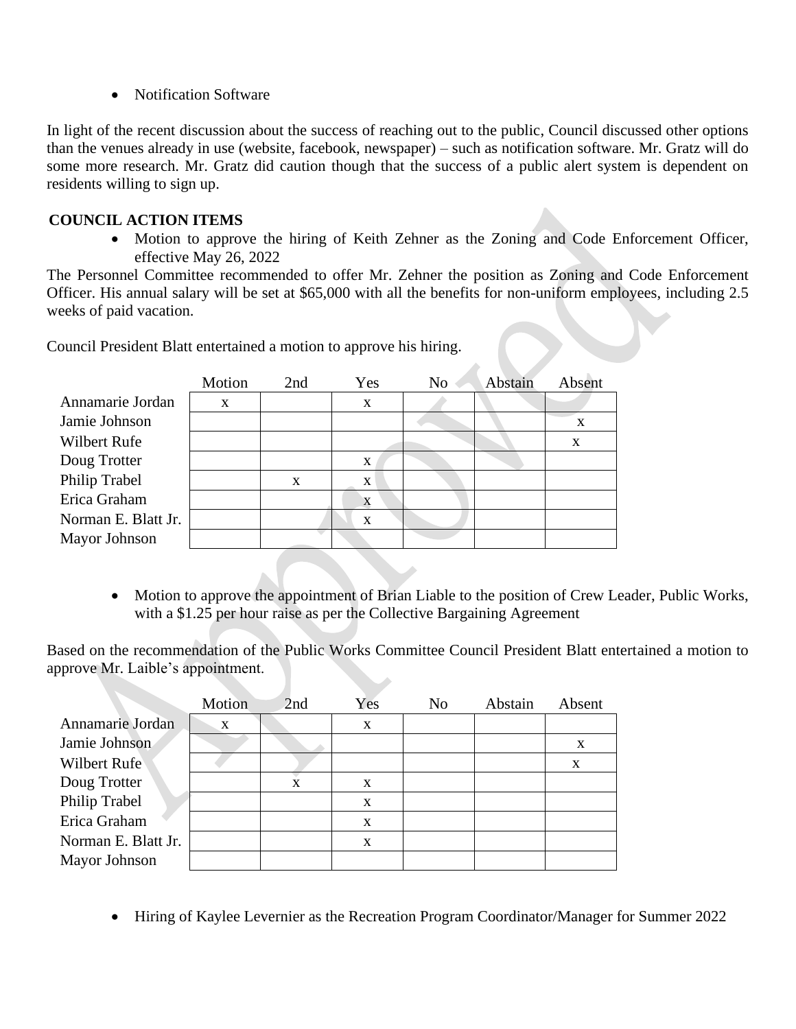- Notification Software

In light of the recent discussion about the success of reaching out to the public, Council discussed other options than the venues already in use (website, facebook, newspaper) – such as notification software. Mr. Gratz will do some more research. Mr. Gratz did caution though that the success of a public alert system is dependent on residents willing to sign up.

**COUNCIL ACTION ITEMS**

- Motion to approve the hiring of Keith Zehner as the Zoning and Code Enforcement Officer, effective May 26, 2022

The Personnel Committee recommended to offer Mr. Zehner the position as Zoning and Code Enforcement Officer. His annual salary will be set at $65,000 with all the benefits for non-uniform employees, including 2.5 weeks of paid vacation.

Council President Blatt entertained a motion to approve his hiring.

| | Motion | 2nd | Yes | No | Abstain | Absent |
|---|---|---|---|---|---|---|
| Annamarie Jordan | x | | x | | | |
| Jamie Johnson | | | | | | x |
| Wilbert Rufe | | | | | | x |
| Doug Trotter | | | x | | | |
| Philip Trabel | | x | x | | | |
| Erica Graham | | | x | | | |
| Norman E. Blatt Jr. | | | x | | | |
| Mayor Johnson | | | | | | |

- Motion to approve the appointment of Brian Liable to the position of Crew Leader, Public Works, with a $1.25 per hour raise as per the Collective Bargaining Agreement

Based on the recommendation of the Public Works Committee Council President Blatt entertained a motion to approve Mr. Laible's appointment.

| | Motion | 2nd | Yes | No | Abstain | Absent |
|---|---|---|---|---|---|---|
| Annamarie Jordan | x | | x | | | |
| Jamie Johnson | | | | | | x |
| Wilbert Rufe | | | | | | x |
| Doug Trotter | | x | x | | | |
| Philip Trabel | | | x | | | |
| Erica Graham | | | x | | | |
| Norman E. Blatt Jr. | | | x | | | |
| Mayor Johnson | | | | | | |

- Hiring of Kaylee Levernier as the Recreation Program Coordinator/Manager for Summer 2022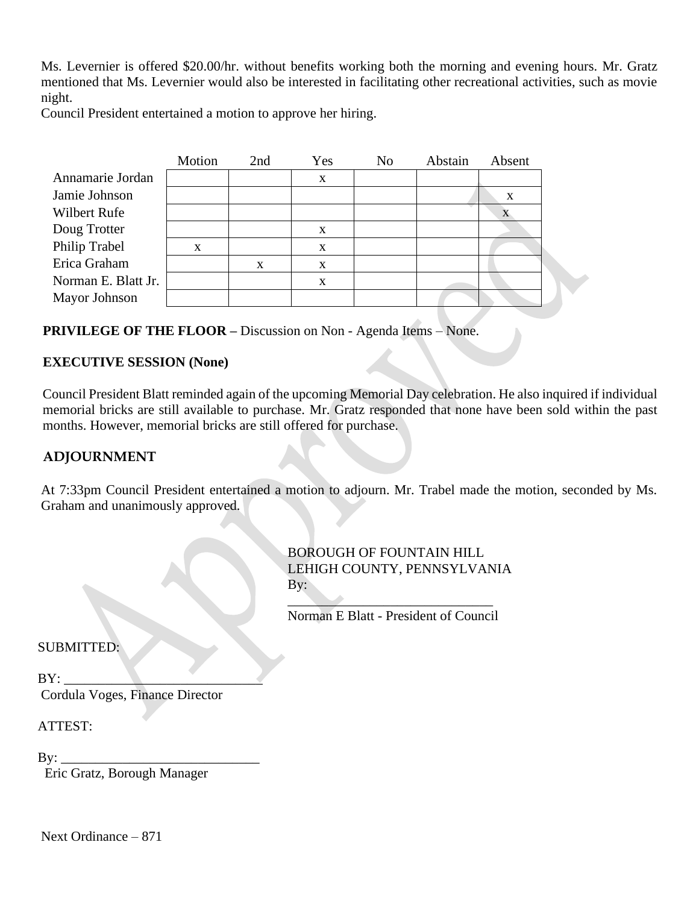Ms. Levernier is offered $20.00/hr. without benefits working both the morning and evening hours. Mr. Gratz mentioned that Ms. Levernier would also be interested in facilitating other recreational activities, such as movie night.

Council President entertained a motion to approve her hiring.

| | Motion | 2nd | Yes | No | Abstain | Absent |
|---|---|---|---|---|---|---|
| Annamarie Jordan | | | x | | | |
| Jamie Johnson | | | | | | x |
| Wilbert Rufe | | | | | | x |
| Doug Trotter | | | x | | | |
| Philip Trabel | x | | x | | | |
| Erica Graham | | x | x | | | |
| Norman E. Blatt Jr. | | | x | | | |
| Mayor Johnson | | | | | | |

**PRIVILEGE OF THE FLOOR –** Discussion on Non - Agenda Items – None.

**EXECUTIVE SESSION (None)**

Council President Blatt reminded again of the upcoming Memorial Day celebration. He also inquired if individual memorial bricks are still available to purchase. Mr. Gratz responded that none have been sold within the past months. However, memorial bricks are still offered for purchase.

## ADJOURNMENT

At 7:33pm Council President entertained a motion to adjourn. Mr. Trabel made the motion, seconded by Ms. Graham and unanimously approved.

BOROUGH OF FOUNTAIN HILL
LEHIGH COUNTY, PENNSYLVANIA
By:

______________________________
Norman E Blatt - President of Council

SUBMITTED:

BY: ______________________________
Cordula Voges, Finance Director

ATTEST:

By: ______________________________
Eric Gratz, Borough Manager

Next Ordinance – 871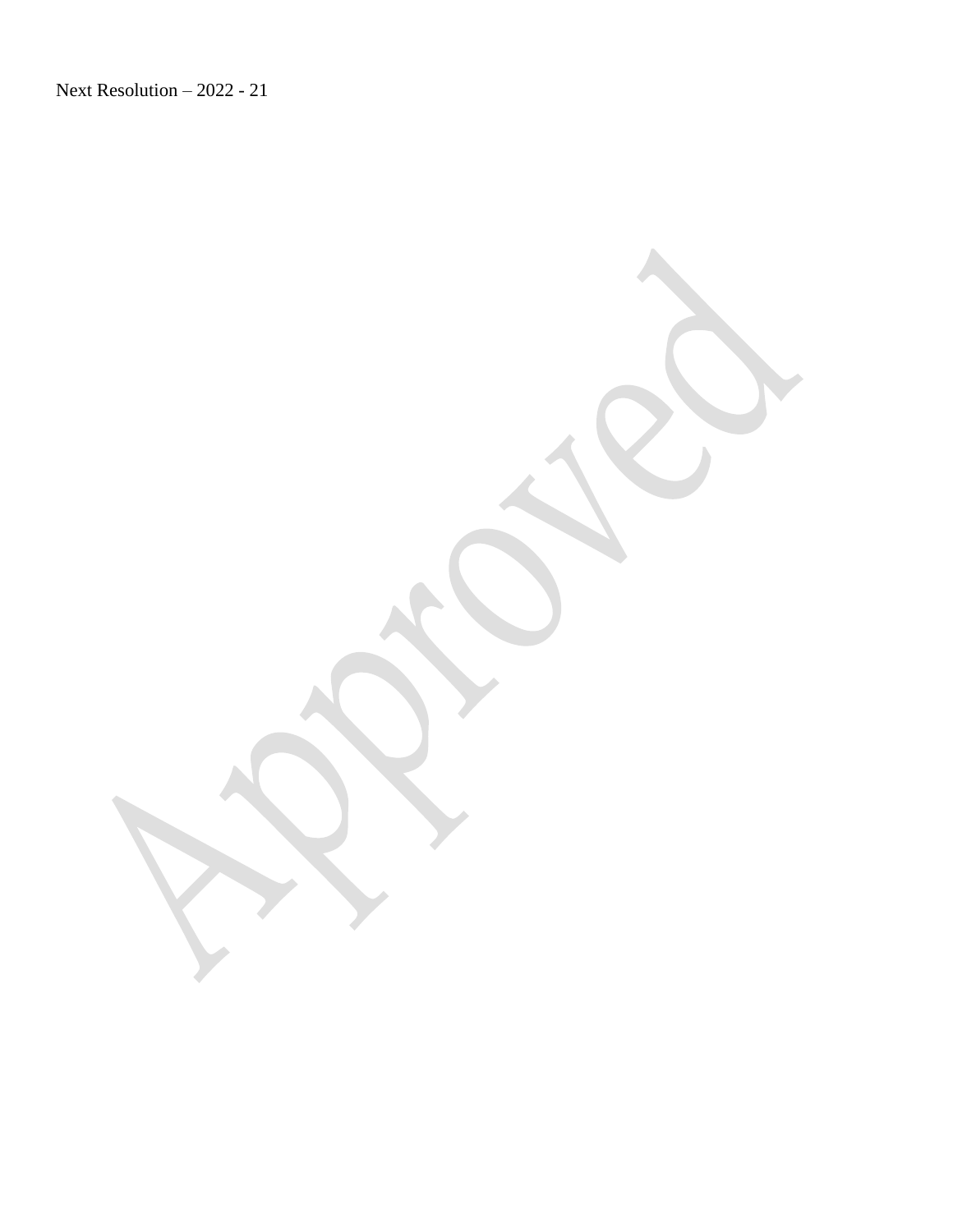Next Resolution – 2022 - 21